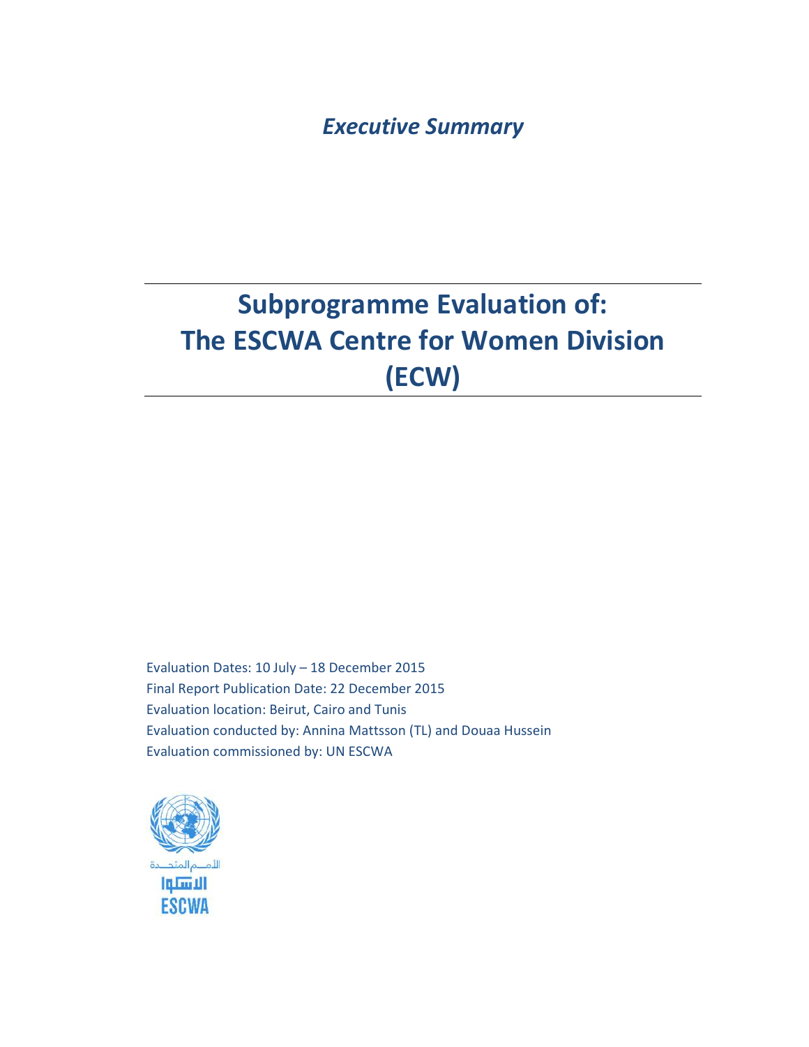*Executive Summary*

# Subprogramme Evaluation of: The ESCWA Centre for Women Division (ECW)

Evaluation Dates: 10 July – 18 December 2015
Final Report Publication Date: 22 December 2015
Evaluation location: Beirut, Cairo and Tunis
Evaluation conducted by: Annina Mattsson (TL) and Douaa Hussein
Evaluation commissioned by: UN ESCWA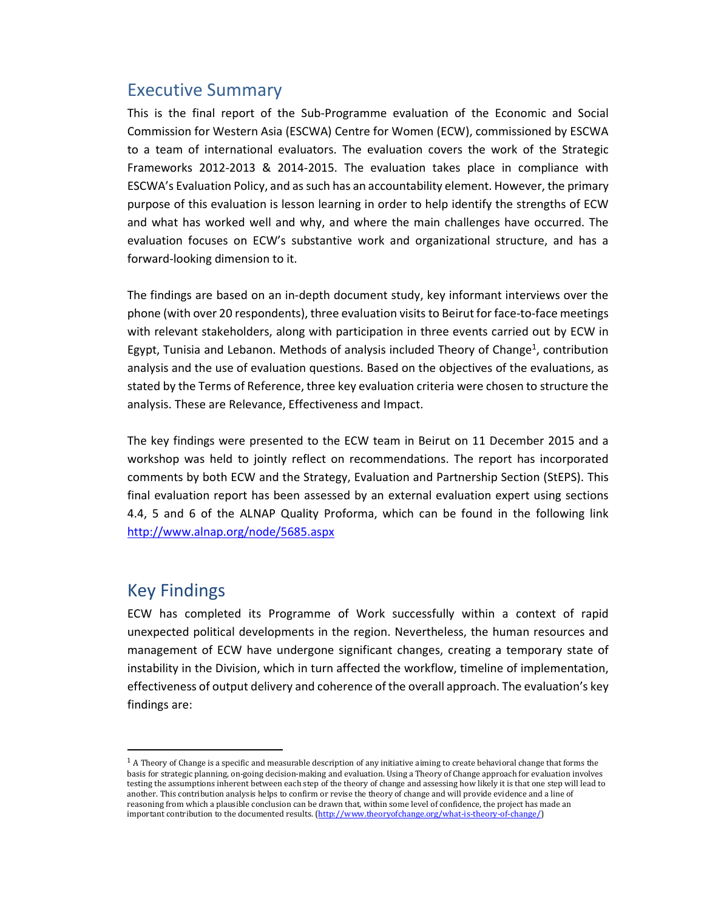## Executive Summary

This is the final report of the Sub-Programme evaluation of the Economic and Social Commission for Western Asia (ESCWA) Centre for Women (ECW), commissioned by ESCWA to a team of international evaluators. The evaluation covers the work of the Strategic Frameworks 2012-2013 & 2014-2015. The evaluation takes place in compliance with ESCWA's Evaluation Policy, and as such has an accountability element. However, the primary purpose of this evaluation is lesson learning in order to help identify the strengths of ECW and what has worked well and why, and where the main challenges have occurred. The evaluation focuses on ECW's substantive work and organizational structure, and has a forward-looking dimension to it.

The findings are based on an in-depth document study, key informant interviews over the phone (with over 20 respondents), three evaluation visits to Beirut for face-to-face meetings with relevant stakeholders, along with participation in three events carried out by ECW in Egypt, Tunisia and Lebanon. Methods of analysis included Theory of Change[1], contribution analysis and the use of evaluation questions. Based on the objectives of the evaluations, as stated by the Terms of Reference, three key evaluation criteria were chosen to structure the analysis. These are Relevance, Effectiveness and Impact.

The key findings were presented to the ECW team in Beirut on 11 December 2015 and a workshop was held to jointly reflect on recommendations. The report has incorporated comments by both ECW and the Strategy, Evaluation and Partnership Section (StEPS). This final evaluation report has been assessed by an external evaluation expert using sections 4.4, 5 and 6 of the ALNAP Quality Proforma, which can be found in the following link http://www.alnap.org/node/5685.aspx

## Key Findings

ECW has completed its Programme of Work successfully within a context of rapid unexpected political developments in the region. Nevertheless, the human resources and management of ECW have undergone significant changes, creating a temporary state of instability in the Division, which in turn affected the workflow, timeline of implementation, effectiveness of output delivery and coherence of the overall approach. The evaluation's key findings are:

---

[1] A Theory of Change is a specific and measurable description of any initiative aiming to create behavioral change that forms the basis for strategic planning, on-going decision-making and evaluation. Using a Theory of Change approach for evaluation involves testing the assumptions inherent between each step of the theory of change and assessing how likely it is that one step will lead to another. This contribution analysis helps to confirm or revise the theory of change and will provide evidence and a line of reasoning from which a plausible conclusion can be drawn that, within some level of confidence, the project has made an important contribution to the documented results. (http://www.theoryofchange.org/what-is-theory-of-change/)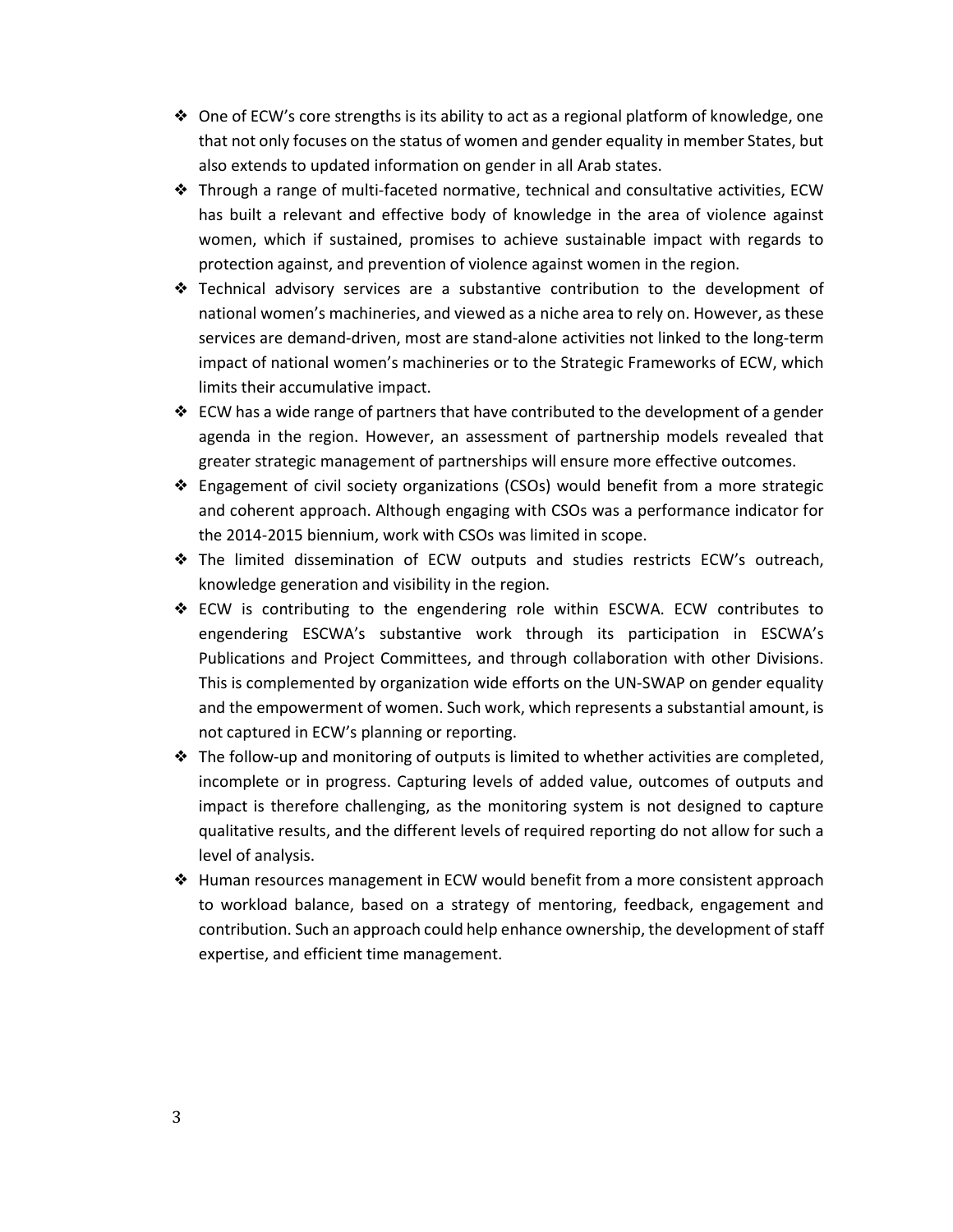- One of ECW's core strengths is its ability to act as a regional platform of knowledge, one that not only focuses on the status of women and gender equality in member States, but also extends to updated information on gender in all Arab states.
- Through a range of multi-faceted normative, technical and consultative activities, ECW has built a relevant and effective body of knowledge in the area of violence against women, which if sustained, promises to achieve sustainable impact with regards to protection against, and prevention of violence against women in the region.
- Technical advisory services are a substantive contribution to the development of national women's machineries, and viewed as a niche area to rely on. However, as these services are demand-driven, most are stand-alone activities not linked to the long-term impact of national women's machineries or to the Strategic Frameworks of ECW, which limits their accumulative impact.
- ECW has a wide range of partners that have contributed to the development of a gender agenda in the region. However, an assessment of partnership models revealed that greater strategic management of partnerships will ensure more effective outcomes.
- Engagement of civil society organizations (CSOs) would benefit from a more strategic and coherent approach. Although engaging with CSOs was a performance indicator for the 2014-2015 biennium, work with CSOs was limited in scope.
- The limited dissemination of ECW outputs and studies restricts ECW's outreach, knowledge generation and visibility in the region.
- ECW is contributing to the engendering role within ESCWA. ECW contributes to engendering ESCWA's substantive work through its participation in ESCWA's Publications and Project Committees, and through collaboration with other Divisions. This is complemented by organization wide efforts on the UN-SWAP on gender equality and the empowerment of women. Such work, which represents a substantial amount, is not captured in ECW's planning or reporting.
- The follow-up and monitoring of outputs is limited to whether activities are completed, incomplete or in progress. Capturing levels of added value, outcomes of outputs and impact is therefore challenging, as the monitoring system is not designed to capture qualitative results, and the different levels of required reporting do not allow for such a level of analysis.
- Human resources management in ECW would benefit from a more consistent approach to workload balance, based on a strategy of mentoring, feedback, engagement and contribution. Such an approach could help enhance ownership, the development of staff expertise, and efficient time management.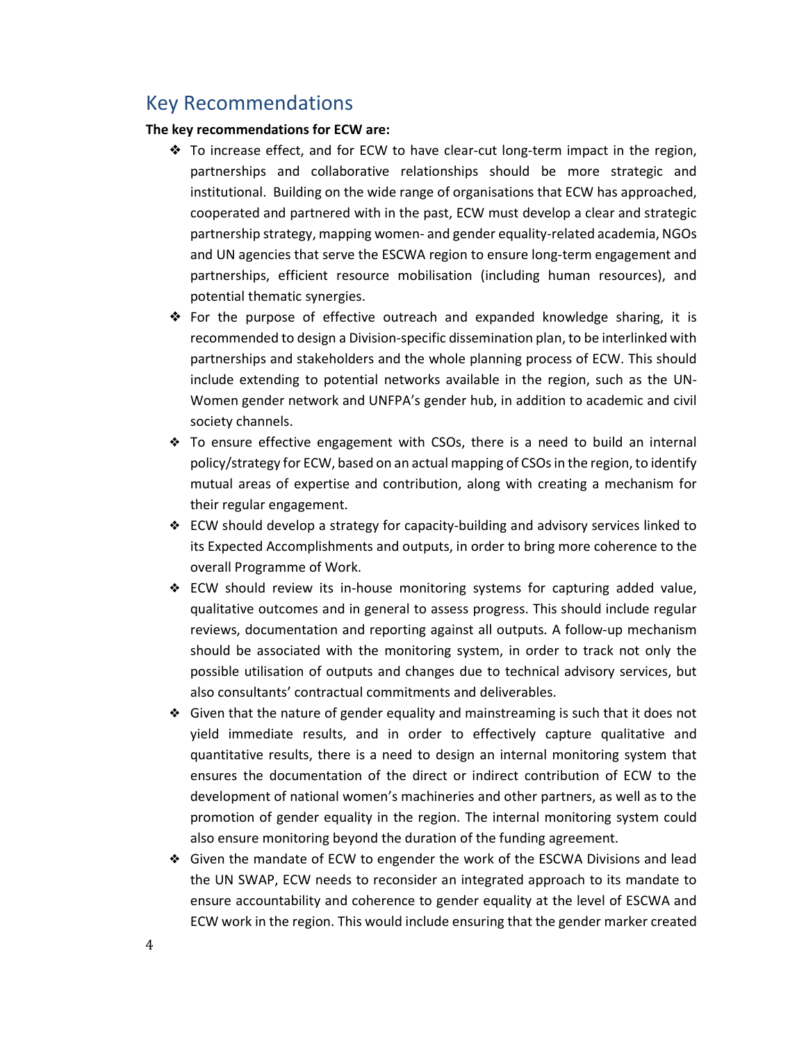## Key Recommendations

**The key recommendations for ECW are:**

- To increase effect, and for ECW to have clear-cut long-term impact in the region, partnerships and collaborative relationships should be more strategic and institutional. Building on the wide range of organisations that ECW has approached, cooperated and partnered with in the past, ECW must develop a clear and strategic partnership strategy, mapping women- and gender equality-related academia, NGOs and UN agencies that serve the ESCWA region to ensure long-term engagement and partnerships, efficient resource mobilisation (including human resources), and potential thematic synergies.
- For the purpose of effective outreach and expanded knowledge sharing, it is recommended to design a Division-specific dissemination plan, to be interlinked with partnerships and stakeholders and the whole planning process of ECW. This should include extending to potential networks available in the region, such as the UN-Women gender network and UNFPA's gender hub, in addition to academic and civil society channels.
- To ensure effective engagement with CSOs, there is a need to build an internal policy/strategy for ECW, based on an actual mapping of CSOs in the region, to identify mutual areas of expertise and contribution, along with creating a mechanism for their regular engagement.
- ECW should develop a strategy for capacity-building and advisory services linked to its Expected Accomplishments and outputs, in order to bring more coherence to the overall Programme of Work.
- ECW should review its in-house monitoring systems for capturing added value, qualitative outcomes and in general to assess progress. This should include regular reviews, documentation and reporting against all outputs. A follow-up mechanism should be associated with the monitoring system, in order to track not only the possible utilisation of outputs and changes due to technical advisory services, but also consultants' contractual commitments and deliverables.
- Given that the nature of gender equality and mainstreaming is such that it does not yield immediate results, and in order to effectively capture qualitative and quantitative results, there is a need to design an internal monitoring system that ensures the documentation of the direct or indirect contribution of ECW to the development of national women's machineries and other partners, as well as to the promotion of gender equality in the region. The internal monitoring system could also ensure monitoring beyond the duration of the funding agreement.
- Given the mandate of ECW to engender the work of the ESCWA Divisions and lead the UN SWAP, ECW needs to reconsider an integrated approach to its mandate to ensure accountability and coherence to gender equality at the level of ESCWA and ECW work in the region. This would include ensuring that the gender marker created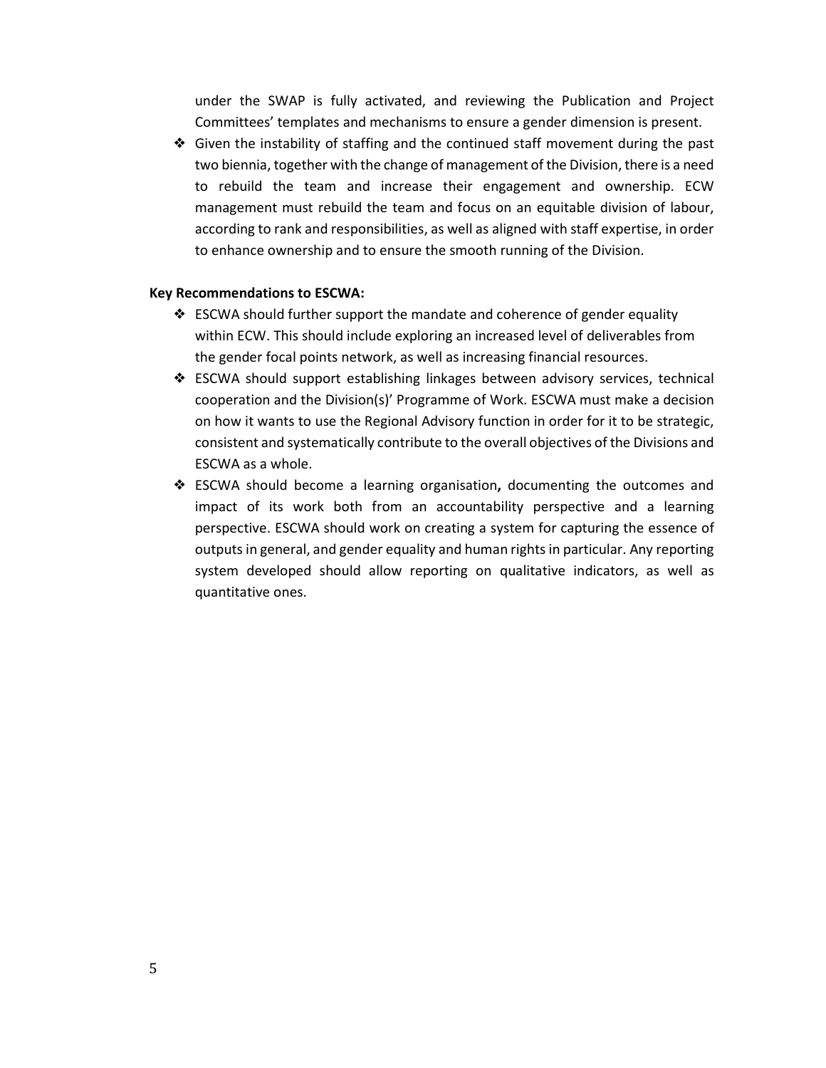under the SWAP is fully activated, and reviewing the Publication and Project Committees' templates and mechanisms to ensure a gender dimension is present.

- Given the instability of staffing and the continued staff movement during the past two biennia, together with the change of management of the Division, there is a need to rebuild the team and increase their engagement and ownership. ECW management must rebuild the team and focus on an equitable division of labour, according to rank and responsibilities, as well as aligned with staff expertise, in order to enhance ownership and to ensure the smooth running of the Division.

**Key Recommendations to ESCWA:**

- ESCWA should further support the mandate and coherence of gender equality within ECW. This should include exploring an increased level of deliverables from the gender focal points network, as well as increasing financial resources.
- ESCWA should support establishing linkages between advisory services, technical cooperation and the Division(s)' Programme of Work. ESCWA must make a decision on how it wants to use the Regional Advisory function in order for it to be strategic, consistent and systematically contribute to the overall objectives of the Divisions and ESCWA as a whole.
- ESCWA should become a learning organisation**,** documenting the outcomes and impact of its work both from an accountability perspective and a learning perspective. ESCWA should work on creating a system for capturing the essence of outputs in general, and gender equality and human rights in particular. Any reporting system developed should allow reporting on qualitative indicators, as well as quantitative ones.